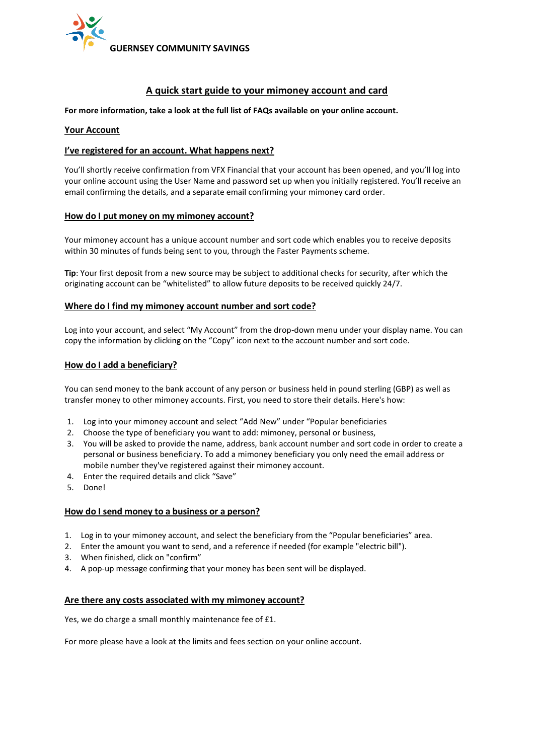**GUERNSEY COMMUNITY SAVINGS**

# A quick start guide to your mimoney account and card

**For more information, take a look at the full list of FAQs available on your online account.**

## Your Account

### I've registered for an account. What happens next?

You'll shortly receive confirmation from VFX Financial that your account has been opened, and you'll log into your online account using the User Name and password set up when you initially registered. You'll receive an email confirming the details, and a separate email confirming your mimoney card order.

### How do I put money on my mimoney account?

Your mimoney account has a unique account number and sort code which enables you to receive deposits within 30 minutes of funds being sent to you, through the Faster Payments scheme.

**Tip**: Your first deposit from a new source may be subject to additional checks for security, after which the originating account can be "whitelisted" to allow future deposits to be received quickly 24/7.

### Where do I find my mimoney account number and sort code?

Log into your account, and select "My Account" from the drop-down menu under your display name. You can copy the information by clicking on the "Copy" icon next to the account number and sort code.

### How do I add a beneficiary?

You can send money to the bank account of any person or business held in pound sterling (GBP) as well as transfer money to other mimoney accounts. First, you need to store their details. Here's how:

1. Log into your mimoney account and select "Add New" under "Popular beneficiaries
2. Choose the type of beneficiary you want to add: mimoney, personal or business,
3. You will be asked to provide the name, address, bank account number and sort code in order to create a personal or business beneficiary. To add a mimoney beneficiary you only need the email address or mobile number they've registered against their mimoney account.
4. Enter the required details and click "Save"
5. Done!

### How do I send money to a business or a person?

1. Log in to your mimoney account, and select the beneficiary from the "Popular beneficiaries" area.
2. Enter the amount you want to send, and a reference if needed (for example "electric bill").
3. When finished, click on "confirm"
4. A pop-up message confirming that your money has been sent will be displayed.

### Are there any costs associated with my mimoney account?

Yes, we do charge a small monthly maintenance fee of £1.

For more please have a look at the limits and fees section on your online account.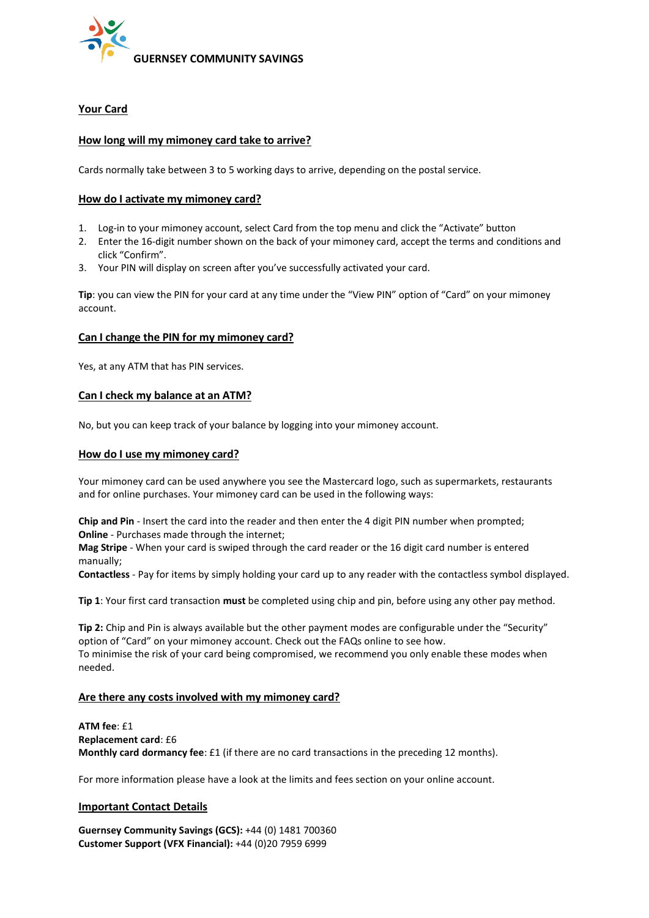**GUERNSEY COMMUNITY SAVINGS**

## Your Card

### How long will my mimoney card take to arrive?

Cards normally take between 3 to 5 working days to arrive, depending on the postal service.

### How do I activate my mimoney card?

1. Log-in to your mimoney account, select Card from the top menu and click the "Activate" button
2. Enter the 16-digit number shown on the back of your mimoney card, accept the terms and conditions and click "Confirm".
3. Your PIN will display on screen after you've successfully activated your card.

**Tip**: you can view the PIN for your card at any time under the "View PIN" option of "Card" on your mimoney account.

### Can I change the PIN for my mimoney card?

Yes, at any ATM that has PIN services.

### Can I check my balance at an ATM?

No, but you can keep track of your balance by logging into your mimoney account.

### How do I use my mimoney card?

Your mimoney card can be used anywhere you see the Mastercard logo, such as supermarkets, restaurants and for online purchases. Your mimoney card can be used in the following ways:

**Chip and Pin** - Insert the card into the reader and then enter the 4 digit PIN number when prompted;
**Online** - Purchases made through the internet;
**Mag Stripe** - When your card is swiped through the card reader or the 16 digit card number is entered manually;
**Contactless** - Pay for items by simply holding your card up to any reader with the contactless symbol displayed.

**Tip 1**: Your first card transaction **must** be completed using chip and pin, before using any other pay method.

**Tip 2:** Chip and Pin is always available but the other payment modes are configurable under the "Security" option of "Card" on your mimoney account. Check out the FAQs online to see how.
To minimise the risk of your card being compromised, we recommend you only enable these modes when needed.

### Are there any costs involved with my mimoney card?

**ATM fee**: £1
**Replacement card**: £6
**Monthly card dormancy fee**: £1 (if there are no card transactions in the preceding 12 months).

For more information please have a look at the limits and fees section on your online account.

### Important Contact Details

**Guernsey Community Savings (GCS):** +44 (0) 1481 700360
**Customer Support (VFX Financial):** +44 (0)20 7959 6999